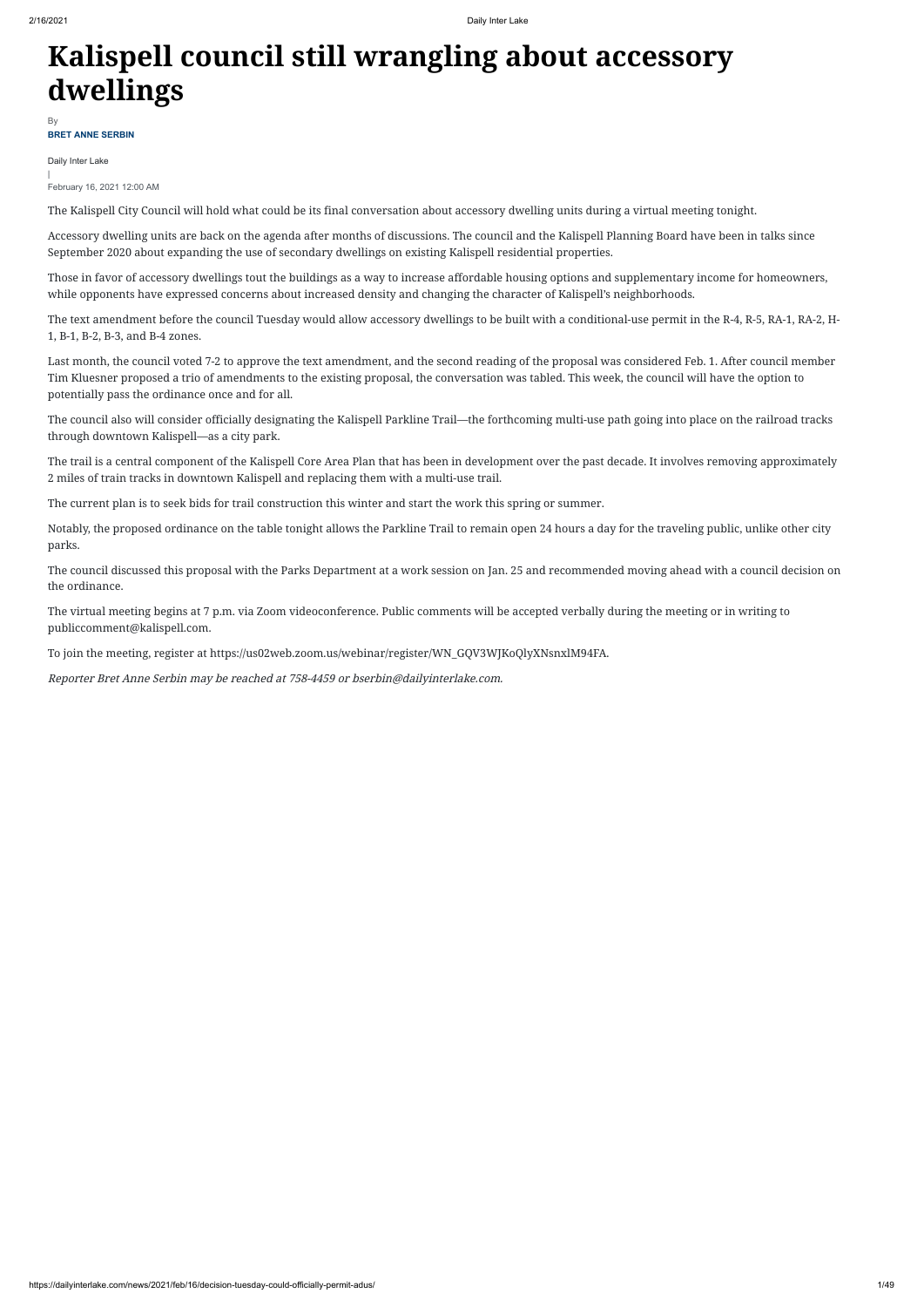# Kalispell council still wrangling about accessory dwellings

By

**BRET ANNE SERBIN**

Daily Inter Lake

|

February 16, 2021 12:00 AM

The Kalispell City Council will hold what could be its final conversation about accessory dwelling units during a virtual meeting tonight.

Accessory dwelling units are back on the agenda after months of discussions. The council and the Kalispell Planning Board have been in talks since September 2020 about expanding the use of secondary dwellings on existing Kalispell residential properties.

Those in favor of accessory dwellings tout the buildings as a way to increase affordable housing options and supplementary income for homeowners, while opponents have expressed concerns about increased density and changing the character of Kalispell's neighborhoods.

The text amendment before the council Tuesday would allow accessory dwellings to be built with a conditional-use permit in the R-4, R-5, RA-1, RA-2, H-1, B-1, B-2, B-3, and B-4 zones.

Last month, the council voted 7-2 to approve the text amendment, and the second reading of the proposal was considered Feb. 1. After council member Tim Kluesner proposed a trio of amendments to the existing proposal, the conversation was tabled. This week, the council will have the option to potentially pass the ordinance once and for all.

The council also will consider officially designating the Kalispell Parkline Trail—the forthcoming multi-use path going into place on the railroad tracks through downtown Kalispell—as a city park.

The trail is a central component of the Kalispell Core Area Plan that has been in development over the past decade. It involves removing approximately 2 miles of train tracks in downtown Kalispell and replacing them with a multi-use trail.

The current plan is to seek bids for trail construction this winter and start the work this spring or summer.

Notably, the proposed ordinance on the table tonight allows the Parkline Trail to remain open 24 hours a day for the traveling public, unlike other city parks.

The council discussed this proposal with the Parks Department at a work session on Jan. 25 and recommended moving ahead with a council decision on the ordinance.

The virtual meeting begins at 7 p.m. via Zoom videoconference. Public comments will be accepted verbally during the meeting or in writing to publiccomment@kalispell.com.

To join the meeting, register at https://us02web.zoom.us/webinar/register/WN_GQV3WJKoQlyXNsnxlM94FA.

*Reporter Bret Anne Serbin may be reached at 758-4459 or bserbin@dailyinterlake.com.*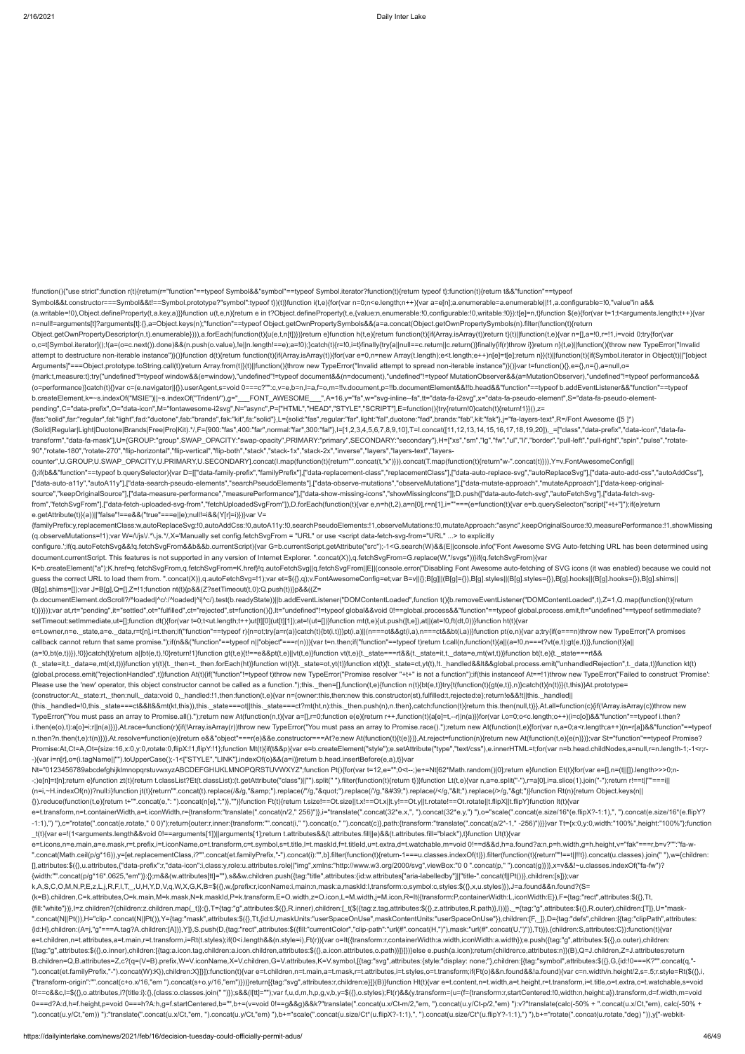```
!function(){"use strict";function r(t){return(r="function"==typeof Symbol&&"symbol"==typeof Symbol.iterator?function(t){return typeof t}:function(t){return t&&"function"==typeof
Symbol&&t.constructor===Symbol&&t!==Symbol.prototype?"symbol":typeof t})(t)}function i(t,e){for(var n=0;n<e.length;n++){var a=e[n];a.enumerable=a.enumerable||!1,a.configurable=!0,"value"in a&&
(a.writable=!0),Object.defineProperty(t,a.key,a)}}function u(t,e,n){return e in t?Object.defineProperty(t,e,{value:n,enumerable:!0,configurable:!0,writable:!0}):t[e]=n,t}function $(e){for(var t=1;t<arguments.length;t++){var
n=null!=arguments[t]?arguments[t]:{},a=Object.keys(n);"function"==typeof Object.getOwnPropertySymbols&&(a=a.concat(Object.getOwnPropertySymbols(n).filter(function(t){return
Object.getOwnPropertyDescriptor(n,t).enumerable}))),a.forEach(function(t){u(e,t,n[t])})}return e}function h(t,e){return function(t){if(Array.isArray(t))return t}(t)||function(t,e){var n=[],a=!0,r=!1,i=void 0;try{for(var
o,c=t[Symbol.iterator]();!(a=(o=c.next()).done)&&(n.push(o.value),!e||n.length!==e);a=!0);}catch(t){r=!0,i=t}finally{try{a||null==c.return||c.return()}finally{if(r)throw i}}return n}(t,e)||function(){throw new TypeError("Invalid
attempt to destructure non-iterable instance")}()}function d(t){return function(t){if(Array.isArray(t)){for(var e=0,n=new Array(t.length);e<t.length;e++)n[e]=t[e];return n}}(t)||function(t){if(Symbol.iterator in Object(t)||"[object
Arguments]"===Object.prototype.toString.call(t))return Array.from(t)}(t)||function(){throw new TypeError("Invalid attempt to spread non-iterable instance")}()}var t=function(){},e={},n={},a=null,o=
{mark:t,measure:t};try{"undefined"!=typeof window&&(e=window),"undefined"!=typeof document&&(n=document),"undefined"!=typeof MutationObserver&&(a=MutationObserver),"undefined"!=typeof performance&&
(o=performance)}catch(t){}var c=(e.navigator||{}).userAgent,s=void 0===c?"":c,v=e,b=n,l=a,f=o,m=!!v.document,p=!!b.documentElement&&!!b.head&&"function"==typeof b.addEventListener&&"function"==typeof
b.createElement,k=~s.indexOf("MSIE")||~s.indexOf("Trident/"),g="___FONT_AWESOME___",A=16,y="fa",w="svg-inline--fa",tt="data-fa-i2svg",x="data-fa-pseudo-element",S="data-fa-pseudo-element-
pending",C="data-prefix",O="data-icon",M="fontawesome-i2svg",N="async",P=["HTML","HEAD","STYLE","SCRIPT"],E=function(){try{return!0}catch(t){return!1}}(),z=
{fas:"solid",far:"regular",fal:"light",fad:"duotone",fab:"brands",fak:"kit",fa:"solid"},L={solid:"fas",regular:"far",light:"fal",duotone:"fad",brands:"fab",kit:"fak"},j="fa-layers-text",R=/Font Awesome ([5 ]*)
(Solid|Regular|Light|Duotone|Brands|Free|Pro|Kit).*/,F={900:"fas",400:"far",normal:"far",300:"fal"},I=[1,2,3,4,5,6,7,8,9,10],T=I.concat([11,12,13,14,15,16,17,18,19,20]),_=["class","data-prefix","data-icon","data-fa-
transform","data-fa-mask"],U={GROUP:"group",SWAP_OPACITY:"swap-opacity",PRIMARY:"primary",SECONDARY:"secondary"},H=["xs","sm","lg","fw","ul","li","border","pull-left","pull-right","spin","pulse","rotate-
90","rotate-180","rotate-270","flip-horizontal","flip-vertical","flip-both","stack","stack-1x","stack-2x","inverse","layers","layers-text","layers-
counter",U.GROUP,U.SWAP_OPACITY,U.PRIMARY,U.SECONDARY].concat(I.map(function(t){return"".concat(t,"x")})).concat(T.map(function(t){return"w-".concat(t)})),Y=v.FontAwesomeConfig||
{};if(b&&"function"==typeof b.querySelector){var D=[["data-family-prefix","familyPrefix"],["data-replacement-class","replacementClass"],["data-auto-replace-svg","autoReplaceSvg"],["data-auto-add-css","autoAddCss"],
["data-auto-a11y","autoA11y"],["data-search-pseudo-elements","searchPseudoElements"],["data-observe-mutations","observeMutations"],["data-mutate-approach","mutateApproach"],["data-keep-original-
source","keepOriginalSource"],["data-measure-performance","measurePerformance"],["data-show-missing-icons","showMissingIcons"]];D.push(["data-auto-fetch-svg","autoFetchSvg"],["data-fetch-svg-
from","fetchSvgFrom"],["data-fetch-uploaded-svg-from","fetchUploadedSvgFrom"]),D.forEach(function(t){var e,n=h(t,2),a=n[0],r=n[1],i=""===(e=function(t){var e=b.querySelector("script["+t+"]");if(e)return
e.getAttribute(t)}(a))||"false"!==e&&("true"===e||e);null!=i&&(Y[r]=i)})}var V=
{familyPrefix:y,replacementClass:w,autoReplaceSvg:!0,autoAddCss:!0,autoA11y:!0,searchPseudoElements:!1,observeMutations:!0,mutateApproach:"async",keepOriginalSource:!0,measurePerformance:!1,showMissing
(q.observeMutations=!1);var W=/\/js\/.*\.js.*/,X='Manually set config.fetchSvgFrom = "URL" or use <script data-fetch-svg-from="URL" ...> to explicitly
configure.';if(q.autoFetchSvg&&!q.fetchSvgFrom&&b&&b.currentScript){var G=b.currentScript.getAttribute("src");-1<G.search(W)&&(E||console.info("Font Awesome SVG Auto-fetching URL has been determined using
document.currentScript. This features is not supported in any version of Internet Explorer. ".concat(X)),q.fetchSvgFrom=G.replace(W,"/svgs"))}if(q.fetchSvgFrom){var
K=b.createElement("a");K.href=q.fetchSvgFrom,q.fetchSvgFrom=K.href}!q.autoFetchSvg||q.fetchSvgFrom||E||(console.error("Disabling Font Awesome auto-fetching of SVG icons (it was enabled) because we could not
guess the correct URL to load them from. ".concat(X)),q.autoFetchSvg=!1);var et=$({},q);v.FontAwesomeConfig=et;var B=v||{};B[g]||(B[g]={}),B[g].styles||(B[g].styles={}),B[g].hooks||(B[g].hooks={}),B[g].shims||
(B[g].shims=[]);var J=B[g],Q=[],Z=!1;function nt(t){p&&(Z?setTimeout(t,0):Q.push(t))}p&&((Z=
(b.documentElement.doScroll?/^loaded|^c/:/^loaded|^i|^c/).test(b.readyState))||b.addEventListener("DOMContentLoaded",function t(){b.removeEventListener("DOMContentLoaded",t),Z=1,Q.map(function(t){return
t()})}));var at,rt="pending",it="settled",ot="fulfilled",ct="rejected",st=function(){},lt="undefined"!=typeof global&&void 0!==global.process&&"function"==typeof global.process.emit,ft="undefined"==typeof setImmediate?
setTimeout:setImmediate,ut=[];function dt(){for(var t=0;t<ut.length;t++)ut[t][0](ut[t][1]);ut=[],at=!1}function mt(t,e){ut.push([t,e]),at||(at=!0,ft(dt,0))}function ht(t){var
e=t.owner,n=e._state,a=e._data,r=t[n],i=t.then;if("function"==typeof r){n=ot;try{a=r(a)}catch(t){bt(i,t)}}pt(i,a)||(n===ot&&gt(i,a),n===ct&&bt(i,a))}function pt(e,n){var a;try{if(e===n)throw new TypeError("A promises
callback cannot return that same promise.");if(n&&("function"==typeof n||"object"===r(n))){var t=n.then;if("function"==typeof t)return t.call(n,function(t){a||(a=!0,n===t?vt(e,t):gt(e,t))},function(t){a||
(a=!0,bt(e,t))}),!0}}catch(t){return a||bt(e,t),!0}return!1}function gt(t,e){t!==e&&pt(t,e)||vt(t,e)}function vt(t,e){t._state===rt&&(t._state=it,t._data=e,mt(wt,t))}function bt(t,e){t._state===rt&&
(t._state=it,t._data=e,mt(xt,t))}function yt(t){t._then=t._then.forEach(ht)}function wt(t){t._state=ot,yt(t)}function xt(t){t._state=ct,yt(t),!t._handled&&lt&&global.process.emit("unhandledRejection",t._data,t)}function kt(t)
{global.process.emit("rejectionHandled",t)}function At(t){if("function"!=typeof t)throw new TypeError("Promise resolver "+t+" is not a function");if(this instanceof At==!1)throw new TypeError("Failed to construct 'Promise':
Please use the 'new' operator, this object constructor cannot be called as a function.");this._then=[],function(t,e){function n(t){bt(e,t)}try{t(function(t){gt(e,t)},n)}catch(t){n(t)}}(t,this)}At.prototype=
{constructor:At,_state:rt,_then:null,_data:void 0,_handled:!1,then:function(t,e){var n={owner:this,then:new this.constructor(st),fulfilled:t,rejected:e};return!e&&!t||this._handled||
(this._handled=!0,this._state===ct&&lt&&mt(kt,this)),this._state===ot||this._state===ct?mt(ht,n):this._then.push(n),n.then},catch:function(t){return this.then(null,t)}},At.all=function(c){if(!Array.isArray(c))throw new
TypeError("You must pass an array to Promise.all().");return new At(function(n,t){var a=[],r=0;function e(e){return r++,function(t){a[e]=t,--r||n(a)}}for(var i,o=0;o<c.length;o++)(i=c[o])&&"function"==typeof i.then?
i.then(e(o),t):a[o]=i;r||n(a)})},At.race=function(r){if(!Array.isArray(r))throw new TypeError("You must pass an array to Promise.race().");return new At(function(t,e){for(var n,a=0;a<r.length;a++)(n=r[a])&&"function"==typeof
n.then?n.then(t,e):t(n)})},At.resolve=function(e){return e&&"object"===r(e)&&e.constructor===At?e:new At(function(t){t(e)})},At.reject=function(n){return new At(function(t,e){e(n)})};var St="function"==typeof Promise?
Promise:At,Ct=A,Ot={size:16,x:0,y:0,rotate:0,flipX:!1,flipY:!1};function Mt(t){if(t&&p){var e=b.createElement("style");e.setAttribute("type","text/css"),e.innerHTML=t;for(var n=b.head.childNodes,a=null,r=n.length-1;-1<r;r-
-){var i=n[r],o=(i.tagName||"").toUpperCase();-1<["STYLE","LINK"].indexOf(o)&&(a=i)}return b.head.insertBefore(e,a),t}}var
Nt="0123456789abcdefghijklmnopqrstuvwxyzABCDEFGHIJKLMNOPQRSTUVWXYZ";function Pt(){for(var t=12,e="";0<t--;)e+=Nt[62*Math.random()|0];return e}function Et(t){for(var e=[],n=(t||[]).length>>>0;n-
-;)e[n]=t[n];return e}function zt(t){return t.classList?Et(t.classList):(t.getAttribute("class")||"").split(" ").filter(function(t){return t})}function Lt(t,e){var n,a=e.split("-"),r=a[0],i=a.slice(1).join("-");return r!==t||""===i||
(n=i,~H.indexOf(n))?null:i}function jt(t){return"".concat(t).replace(/&/g,"&amp;").replace(/"/g,"&quot;").replace(/'/g,"&#39;").replace(/</g,"&lt;").replace(/>/g,"&gt;")}function Rt(n){return Object.keys(n||
{}).reduce(function(t,e){return t+"".concat(e,": ").concat(n[e],";")},"")}function Ft(t){return t.size!==Ot.size||t.x!==Ot.x||t.y!==Ot.y||t.rotate!==Ot.rotate||t.flipX||t.flipY}function It(t){var
e=t.transform,n=t.containerWidth,a=t.iconWidth,r={transform:"translate(".concat(n/2," 256)")},i="translate(".concat(32*e.x,", ").concat(32*e.y,") "),o="scale(".concat(e.size/16*(e.flipX?-1:1),", ").concat(e.size/16*(e.flipY?
-1:1),") "),c="rotate(".concat(e.rotate," 0 0)");return{outer:r,inner:{transform:"".concat(i," ").concat(o," ").concat(c)},path:{transform:"translate(".concat(a/2*-1," -256)")}}}var Tt={x:0,y:0,width:"100%",height:"100%"};function
_t(t){var e=!(1<arguments.length&&void 0!==arguments[1])||arguments[1];return t.attributes&&(t.attributes.fill||e)&&(t.attributes.fill="black"),t}function Ut(t){var
e=t.icons,n=e.main,a=e.mask,r=t.prefix,i=t.iconName,o=t.transform,c=t.symbol,s=t.title,l=t.maskId,f=t.titleId,u=t.extra,d=t.watchable,m=void 0!==d&&d,h=a.found?a:n,p=h.width,g=h.height,v="fak"===r,b=v?"":"fa-w-
".concat(Math.ceil(p/g*16)),y=[et.replacementClass,i?"".concat(et.familyPrefix,"-").concat(i):"",b].filter(function(t){return-1===u.classes.indexOf(t)}).filter(function(t){return""!==t||!!t}).concat(u.classes).join(" "),w={children:
[],attributes:$({},u.attributes,{"data-prefix":r,"data-icon":i,class:y,role:u.attributes.role||"img",xmlns:"http://www.w3.org/2000/svg",viewBox:"0 0 ".concat(p," ").concat(g)})},x=v&&!~u.classes.indexOf("fa-fw")?
{width:"".concat(p/g*16*.0625,"em")}:{};m&&(w.attributes[tt]=""),s&&w.children.push({tag:"title",attributes:{id:w.attributes["aria-labelledby"]||"title-".concat(f||Pt())},children:[s]});var
k,A,S,C,O,M,N,P,E,z,L,j,R,F,I,T,_,U,H,Y,D,V,q,W,X,G,K,B=$({},w,{prefix:r,iconName:i,main:n,mask:a,maskId:l,transform:o,symbol:c,styles:$({},x,u.styles)}),J=a.found&&n.found?(S=
(k=B).children,C=k.attributes,O=k.main,M=k.mask,N=k.maskId,P=k.transform,E=O.width,z=O.icon,L=M.width,j=M.icon,R=It({transform:P,containerWidth:L,iconWidth:E}),F={tag:"rect",attributes:$({},Tt,
{fill:"white"})},I=z.children?{children:z.children.map(_t)}:{},T={tag:"g",attributes:$({},R.inner),children:[_t($({tag:z.tag,attributes:$({},z.attributes,R.path)},I))]},_={tag:"g",attributes:$({},R.outer),children:[T]},U="mask-
".concat(N||Pt()),H="clip-".concat(N||Pt()),Y={tag:"mask",attributes:$({},Tt,{id:U,maskUnits:"userSpaceOnUse",maskContentUnits:"userSpaceOnUse"}),children:[F,_]},D={tag:"defs",children:[{tag:"clipPath",attributes:
{id:H},children:(A=j,"g"===A.tag?A.children:[A])},Y]},S.push(D,{tag:"rect",attributes:$({fill:"currentColor","clip-path":"url(#".concat(H,")"),mask:"url(#".concat(U,")")},Tt)}),{children:S,attributes:C}):function(t){var
e=t.children,n=t.attributes,a=t.main,r=t.transform,i=Rt(t.styles);if(0<i.length&&(n.style=i),Ft(r)){var o=It({transform:r,containerWidth:a.width,iconWidth:a.width});e.push({tag:"g",attributes:$({},o.outer),children:
[{tag:"g",attributes:$({},o.inner),children:[{tag:a.icon.tag,children:a.icon.children,attributes:$({},a.icon.attributes,o.path)}]}]})}else e.push(a.icon);return{children:e,attributes:n}}(B),Q=J.children,Z=J.attributes;return
B.children=Q,B.attributes=Z,c?(q=(V=B).prefix,W=V.iconName,X=V.children,G=V.attributes,K=V.symbol,[{tag:"svg",attributes:{style:"display: none;"},children:[{tag:"symbol",attributes:$({},G,{id:!0===K?"".concat(q,"-
").concat(et.familyPrefix,"-").concat(W):K}),children:X}]}]):function(t){var e=t.children,n=t.main,a=t.mask,r=t.attributes,i=t.styles,o=t.transform;if(Ft(o)&&n.found&&!a.found){var c=n.width/n.height/2,s=.5;r.style=Rt($({},i,
{"transform-origin":"".concat(c+o.x/16,"em ").concat(s+o.y/16,"em")}))}return[{tag:"svg",attributes:r,children:e}]}(B)}function Ht(t){var e=t.content,n=t.width,a=t.height,r=t.transform,i=t.title,o=t.extra,c=t.watchable,s=void
0!==c&&c,l=$({},o.attributes,i?{title:i}:{},{class:o.classes.join(" ")});s&&(l[tt]="");var f,u,d,m,h,p,g,v,b,y=$({},o.styles);Ft(r)&&(y.transform=(u=(f={transform:r,startCentered:!0,width:n,height:a}).transform,d=f.width,m=void
0===d?A:d,h=f.height,p=void 0===h?A:h,g=f.startCentered,b="",b+=(v=void 0!==g&&g)&&k?"translate(".concat(u.x/Ct-m/2,"em, ").concat(u.y/Ct-p/2,"em) "):v?"translate(calc(-50% + ".concat(u.x/Ct,"em), calc(-50% +
").concat(u.y/Ct,"em)) "):"translate(".concat(u.x/Ct,"em, ").concat(u.y/Ct,"em) "),b+="scale(".concat(u.size/Ct*(u.flipX?-1:1),", ").concat(u.size/Ct*(u.flipY?-1:1),") "),b+="rotate(".concat(u.rotate,"deg) ")),y["-webkit-
```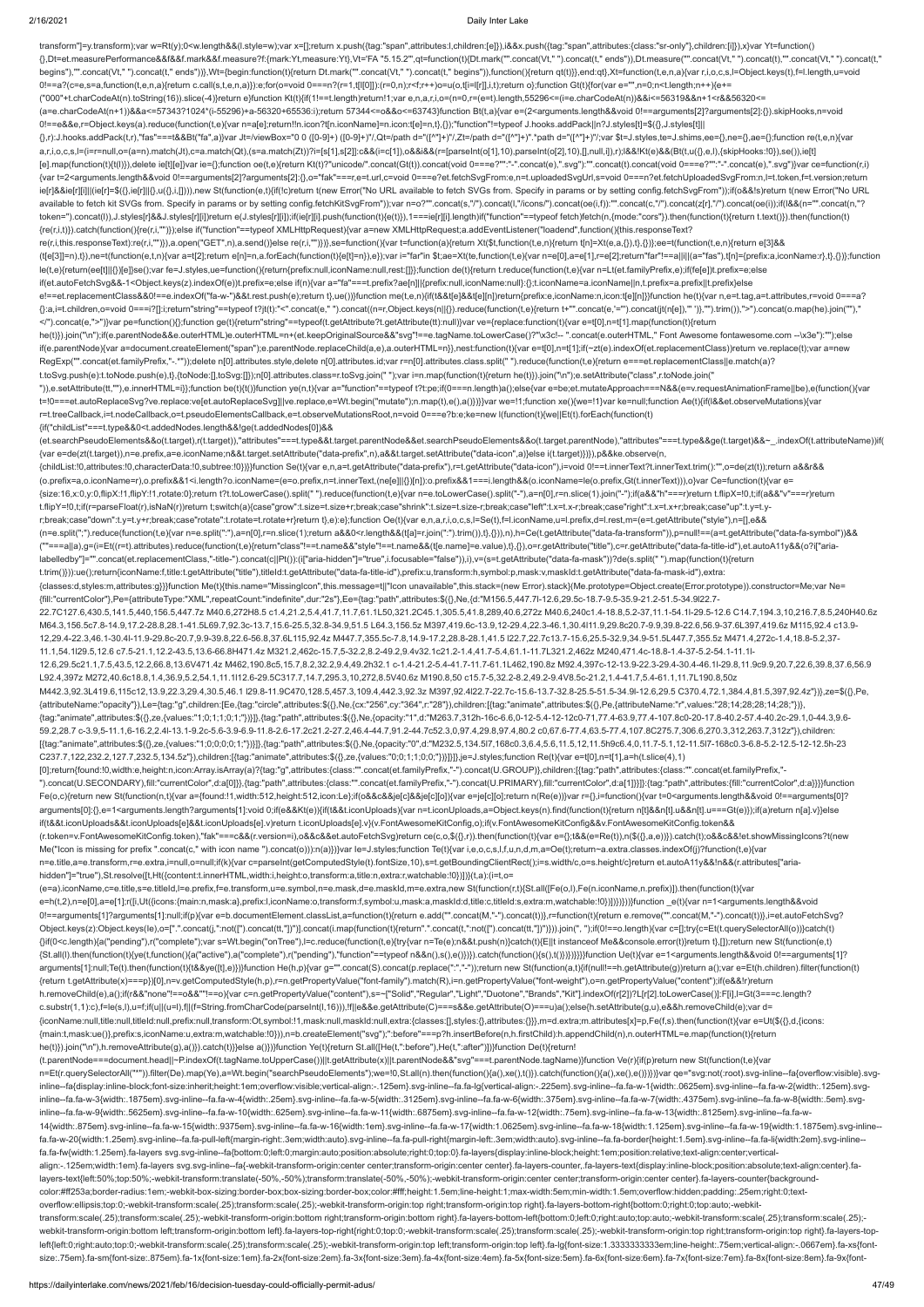```
transform"]=y.transform);var w=Rt(y);0<w.length&&(l.style=w);var x=[];return x.push({tag:"span",attributes:l,children:[e]}),i&&x.push({tag:"span",attributes:{class:"sr-only"},children:[i]}),x}var Yt=function()
{},Dt=et.measurePerformance&&ff&&f.mark&&f.measure?f:{mark:Yt,measure:Yt},Vt='FA "5.15.2"',qt=function(t){Dt.mark("".concat(Vt," ").concat(t," ends")),Dt.measure("".concat(Vt," ").concat(t),"".concat(Vt," ").concat(t,"
begins"),"".concat(Vt," ").concat(t," ends"))},Wt={begin:function(t){return Dt.mark("".concat(Vt," ").concat(t," begins")),function(){return qt(t)}},end:qt},Xt=function(t,e,n,a){var r,i,o,c,s,l=Object.keys(t),f=l.length,u=void
0!==a?(c=e,s=a,function(t,e,n,a){return c.call(s,t,e,n,a)}):e;for(o=void 0===n?(r=1,t[l[0]]):(r=0,n);r<f;r++)o=u(o,t[i=l[r]],i,t);return o};function Gt(t){for(var e="",n=0;n<t.length;n++){e+=
("000"+t.charCodeAt(n).toString(16)).slice(-4)}return e}function Kt(t){if(1!==t.length)return!1;var e,n,a,r,i,o=(n=0,r=(e=t).length,55296<=(i=e.charCodeAt(n))&&i<=56319&&n+1<r&&56320<=
(a=e.charCodeAt(n+1))&&a<=57343?1024*(i-55296)+a-56320+65536:i);return 57344<=o&&o<=63743}function Bt(t,a){var e=(2<arguments.length&&void 0!==arguments[2]?arguments[2]:{}).skipHooks,n=void
0!==e&&e,r=Object.keys(a).reduce(function(t,e){var n=a[e];return!!n.icon?t[n.iconName]=n.icon:t[e]=n,t},{});"function"!=typeof J.hooks.addPack||n?J.styles[t]=$({},J.styles[t]||
{},r):J.hooks.addPack(t,r),"fas"===t&&Bt("fa",a)}var Jt=/viewBox="0 0 ([0-9]+) ([0-9]+)"/,Qt=/path d="([^"]+)"/,Zt=/path d="([^"]+)".*path d="([^"]+)"/;var $t=J.styles,te=J.shims,ee={},ne={},ae={};function re(t,e,n){var
a,r,i,o,c,s,l=(i=r=null,o=(a=n).match(Jt),c=a.match(Qt),(s=a.match(Zt))?i=[s[1],s[2]]:c&&(i=c[1]),o&&i&&(r=[parseInt(o[1],10),parseInt(o[2],10),[],null,i]),r);l&&!Kt(e)&&(Bt(t,u({},e,l),{skipHooks:!0}),se()),ie[t]
[e].map(function(t){t(l)}),delete ie[t][e]}var ie={};function oe(t,e){return Kt(t)?"unicode/".concat(Gt(t)).concat(void 0===e?"":"-".concat(e),".svg"):"".concat(t).concat(void 0===e?"":"-".concat(e),".svg")}var ce=function(r,i)
{var t=2<arguments.length&&void 0!==arguments[2]?arguments[2]:{},o="fab"===r,e=t.url,c=void 0===e?et.fetchSvgFrom:e,n=t.uploadedSvgUrl,s=void 0===n?et.fetchUploadedSvgFrom:n,l=t.token,f=t.version;return
ie[r]&&ie[r][i]||(ie[r]=$({},ie[r]||{},u({},i,[]))),new St(function(e,t){if(!c)return t(new Error("No URL available to fetch SVGs from. Specify in params or by setting config.fetchSvgFrom"));if(o&&!s)return t(new Error("No URL
available to fetch kit SVGs from. Specify in params or by setting config.fetchKitSvgFrom"));var n=o?"".concat(s,"/").concat(l,"/icons/").concat(oe(i,f)):"".concat(c,"/").concat(z[r],"/").concat(oe(i));if(l&&(n="".concat(n,"?
token=").concat(l)),J.styles[r]&&J.styles[r][i])return e(J.styles[r][i]);if(ie[r][i].push(function(t){e(t)}),1===ie[r][i].length)if("function"==typeof fetch)fetch(n,{mode:"cors"}).then(function(t){return t.text()}).then(function(t)
{re(r,i,t)}).catch(function(){re(r,i,"")});else if("function"==typeof XMLHttpRequest){var a=new XMLHttpRequest;a.addEventListener("loadend",function(){this.responseText?
re(r,i,this.responseText):re(r,i,"")}),a.open("GET",n),a.send()}else re(r,i,"")})},se=function(){var t=function(a){return Xt($t,function(t,e,n){return t[n]=Xt(e,a,{}),t},{})};ee=t(function(t,e,n){return e[3]&&
(t[e[3]]=n),t}),ne=t(function(e,t,n){var a=t[2];return e[n]=n,a.forEach(function(t){e[t]=n}),e});var i="far"in $t;ae=Xt(te,function(t,e){var n=e[0],a=e[1],r=e[2];return"far"!==a||i||(a="fas"),t[n]={prefix:a,iconName:r},t},{})};function
le(t,e){return(ee[t]||{})[e]}se();var fe=J.styles,ue=function(){return{prefix:null,iconName:null,rest:[]}};function de(t){return t.reduce(function(t,e){var n=Lt(et.familyPrefix,e);if(fe[e])t.prefix=e;else
if(et.autoFetchSvg&&-1<Object.keys(z).indexOf(e))t.prefix=e;else if(n){var a="fa"===t.prefix?ae[n]||{prefix:null,iconName:null}:{};t.iconName=a.iconName||n,t.prefix=a.prefix||t.prefix}else
e!==et.replacementClass&&0!==e.indexOf("fa-w-")&&t.rest.push(e);return t},ue())}function me(t,e,n){if(t&&t[e]&&t[e][n])return{prefix:e,iconName:n,icon:t[e][n]}}function he(t){var n,e=t.tag,a=t.attributes,r=void 0===a?
{}:a,i=t.children,o=void 0===i?[]:i;return"string"==typeof t?jt(t):"<".concat(e," ").concat((n=r,Object.keys(n||{}).reduce(function(t,e){return t+"".concat(e,'="').concat(jt(n[e]),'" ')},"").trim()),">").concat(o.map(he).join(""),"
</").concat(e,">")}var pe=function(){};function ge(t){return"string"==typeof(t.getAttribute?t.getAttribute(tt):null)}var ve={replace:function(t){var e=t[0],n=t[1].map(function(t){return
he(t)}).join("\n");if(e.parentNode&&e.outerHTML)e.outerHTML=n+(et.keepOriginalSource&&"svg"!==e.tagName.toLowerCase()?"\x3c!-- ".concat(e.outerHTML," Font Awesome fontawesome.com --\x3e"):"");else
if(e.parentNode){var a=document.createElement("span");e.parentNode.replaceChild(a,e),a.outerHTML=n}},nest:function(t){var e=t[0],n=t[1];if(~Ct(e).indexOf(et.replacementClass))return ve.replace(t);var a=new
RegExp("".concat(et.familyPrefix,"-.*"));delete n[0].attributes.style,delete n[0].attributes.id;var r=n[0].attributes.class.split(" ").reduce(function(t,e){return e===et.replacementClass||e.match(a)?
t.toSvg.push(e):t.toNode.push(e),t},{toNode:[],toSvg:[]});n[0].attributes.class=r.toSvg.join(" ");var i=n.map(function(t){return he(t)}).join("\n");e.setAttribute("class",r.toNode.join("
")),e.setAttribute(tt,""),e.innerHTML=i}};function be(t){t()}function ye(n,t){var a="function"==typeof t?t:pe;if(0===n.length)a();else{var e=be;et.mutateApproach===N&&(e=v.requestAnimationFrame||be),e(function(){var
t=!0===et.autoReplaceSvg?ve.replace:ve[et.autoReplaceSvg]||ve.replace,e=Wt.begin("mutate");n.map(t),e(),a()})}}var we=!1;function xe(){we=!1}var ke=null;function Ae(t){if(l&&et.observeMutations){var
r=t.treeCallback,i=t.nodeCallback,o=t.pseudoElementsCallback,e=t.observeMutationsRoot,n=void 0===e?b:e;ke=new l(function(t){we||Et(t).forEach(function(t)
{if("childList"===t.type&&0<t.addedNodes.length&&!ge(t.addedNodes[0])&&
(et.searchPseudoElements&&o(t.target),r(t.target)),"attributes"===t.type&&t.target.parentNode&&et.searchPseudoElements&&o(t.target.parentNode),"attributes"===t.type&&ge(t.target)&&~_.indexOf(t.attributeName))if(
{var e=de(Ct(t.target)),n=e.prefix,a=e.iconName;n&&t.target.setAttribute("data-prefix",n),a&&t.target.setAttribute("data-icon",a)}else i(t.target)})}),p&&ke.observe(n,
{childList:!0,attributes:!0,characterData:!0,subtree:!0})}}function Se(t){var e,n,a=t.getAttribute("data-prefix"),r=t.getAttribute("data-icon"),i=void 0!==t.innerText?t.innerText.trim():"",o=de(Ct(t));return a&&r&&
(o.prefix=a,o.iconName=r),o.prefix&&1<i.length?o.iconName=(e=o.prefix,n=t.innerText,(ne[e]||{})[n]):o.prefix&&1===i.length&&(o.iconName=le(o.prefix,Gt(t.innerText))),o}var Ce=function(t){var e=
{size:16,x:0,y:0,flipX:!1,flipY:!1,rotate:0};return t?t.toLowerCase().split(" ").reduce(function(t,e){var n=e.toLowerCase().split("-"),a=n[0],r=n.slice(1).join("-");if(a&&"h"===r)return t.flipX=!0,t;if(a&&"v"===r)return
t.flipY=!0,t;if(r=parseFloat(r),isNaN(r))return t;switch(a){case"grow":t.size=t.size+r;break;case"shrink":t.size=t.size-r;break;case"left":t.x=t.x-r;break;case"right":t.x=t.x+r;break;case"up":t.y=t.y-
r;break;case"down":t.y=t.y+r;break;case"rotate":t.rotate=t.rotate+r}return t},e):e};function Oe(t){var e,n,a,r,i,o,c,s,l=Se(t),f=l.iconName,u=l.prefix,d=l.rest,m=(e=t.getAttribute("style"),n=[],e&&
(n=e.split(";").reduce(function(t,e){var n=e.split(":"),a=n[0],r=n.slice(1);return a&&0<r.length&&(t[a]=r.join(":").trim()),t},{})),n),h=Ce(t.getAttribute("data-fa-transform")),p=null!==(a=t.getAttribute("data-fa-symbol"))&&
(""===a||a),g=(i=Et((r=t).attributes).reduce(function(t,e){return"class"!==t.name&&"style"!==t.name&&(t[e.name]=e.value),t},{}),o=r.getAttribute("title"),c=r.getAttribute("data-fa-title-id"),et.autoA11y&&(o?i["aria-
labelledby"]="".concat(et.replacementClass,"-title-").concat(c||Pt()):(i["aria-hidden"]="true",i.focusable="false")),i),v=(s=t.getAttribute("data-fa-mask"))?de(s.split(" ").map(function(t){return
t.trim()})):ue();return{iconName:f,title:t.getAttribute("title"),titleId:t.getAttribute("data-fa-title-id"),prefix:u,transform:h,symbol:p,mask:v,maskId:t.getAttribute("data-fa-mask-id"),extra:
{classes:d,styles:m,attributes:g}}}function Me(t){this.name="MissingIcon",this.message=t||"Icon unavailable",this.stack=(new Error).stack}(Me.prototype=Object.create(Error.prototype)).constructor=Me;var Ne=
{fill:"currentColor"},Pe={attributeType:"XML",repeatCount:"indefinite",dur:"2s"},Ee={tag:"path",attributes:$({},Ne,{d:"M156.5,447.7l-12.6,29.5c-18.7-9.5-35.9-21.2-51.5-34.9l22.7-
22.7C127.6,430.5,141.5,440,156.5,447.7z M40.6,272H8.5 c1.4,21.2,5.4,41.7,11.7,61.1L50,321.2C45.1,305.5,41.8,289,40.6,272z M40.6,240c1.4-18.8,5.2-37,11.1-54.1l-29.5-12.6 C14.7,194.3,10,216.7,8.5,240H40.6z
M64.3,156.5c7.8-14.9,17.2-28.8,28.1-41.5L69.7,92.3c-13.7,15.6-25.5,32.8-34.9,51.5 L64.3,156.5z M397,419.6c-13.9,12-29.4,22.3-46.1,30.4l11.9,29.8c20.7-9.9,39.8-22.6,56.9-37.6L397,419.6z M115,92.4 c13.9-
12,29.4-22.3,46.1-30.4l-11.9-29.8c-20.7,9.9-39.8,22.6-56.8,37.6L115,92.4z M447.7,355.5c-7.8,14.9-17.2,28.8-28.1,41.5 l22.7,22.7c13.7-15.6,25.5-32.9,34.9-51.5L447.7,355.5z M471.4,272c-1.4,18.8-5.2,37-
11.1,54.1l29.5,12.6 c7.5-21.1,12.2-43.5,13.6-66.8H471.4z M321.2,462c-15.7,5-32.2,8.2-49.2,9.4v32.1c21.2-1.4,41.7-5.4,61.1-11.7L321.2,462z M240,471.4c-18.8-1.4-37-5.2-54.1-11.1l-
12.6,29.5c21.1,7.5,43.5,12.2,66.8,13.6V471.4z M462,190.8c5,15.7,8.2,32.2,9.4,49.2h32.1 c-1.4-21.2-5.4-41.7-11.7-61.1L462,190.8z M92.4,397c-12-13.9-22.3-29.4-30.4-46.1l-29.8,11.9c9.9,20.7,22.6,39.8,37.6,56.9
L92.4,397z M272,40.6c18.8,1.4,36.9,5.2,54.1,11.1l12.6-29.5C317.7,14.7,295.3,10,272,8.5V40.6z M190.8,50 c15.7-5,32.2-8.2,49.2-9.4V8.5c-21.2,1.4-41.7,5.4-61.1,11.7L190.8,50z
M442.3,92.3L419.6,115c12,13.9,22.3,29.4,30.5,46.1 l29.8-11.9C470,128.5,457.3,109.4,442.3,92.3z M397,92.4l22.7-22.7c-15.6-13.7-32.8-25.5-51.5-34.9l-12.6,29.5 C370.4,72.1,384.4,81.5,397,92.4z"})},ze=$({},Pe,
{attributeName:"opacity"}),Le={tag:"g",children:[Ee,{tag:"circle",attributes:$({},Ne,{cx:"256",cy:"364",r:"28"}),children:[{tag:"animate",attributes:$({},Pe,{attributeName:"r",values:"28;14;28;28;14;28;"})},
{tag:"animate",attributes:$({},ze,{values:"1;0;1;1;0;1;"})}]},{tag:"path",attributes:$({},Ne,{opacity:"1",d:"M263.7,312h-16c-6.6,0-12-5.4-12-12c0-71,77.4-63.9,77.4-107.8c0-20-17.8-40.2-57.4-40.2c-29.1,0-44.3,9.6-
59.2,28.7 c-3.9,5-11.1,6-16.2,2.4l-13.1-9.2c-5.6-3.9-6.9-11.8-2.6-17.2c21.2-27.2,46.4-44.7,91.2-44.7c52.3,0,97.4,29.8,97.4,80.2 c0,67.6-77.4,63.5-77.4,107.8C275.7,306.6,270.3,312,263.7,312z"}),children:
[{tag:"animate",attributes:$({},ze,{values:"1;0;0;0;0;1;"})}]},{tag:"path",attributes:$({},Ne,{opacity:"0",d:"M232.5,134.5l7,168c0.3,6.4,5.6,11.5,12,11.5h9c6.4,0,11.7-5.1,12-11.5l7-168c0.3-6.8-5.2-12.5-12-12.5h-23
C237.7,122,232.2,127.7,232.5,134.5z"}),children:[{tag:"animate",attributes:$({},ze,{values:"0;0;1;1;0;0;"})}]}]},je=J.styles;function Re(t){var e=t[0],n=t[1],a=h(t.slice(4),1)
[0];return{found:!0,width:e,height:n,icon:Array.isArray(a)?{tag:"g",attributes:{class:"".concat(et.familyPrefix,"-").concat(U.GROUP)},children:[{tag:"path",attributes:{class:"".concat(et.familyPrefix,"-
").concat(U.SECONDARY),fill:"currentColor",d:a[0]}},{tag:"path",attributes:{class:"".concat(et.familyPrefix,"-").concat(U.PRIMARY),fill:"currentColor",d:a[1]}}]}:{tag:"path",attributes:{fill:"currentColor",d:a}}}}function
Fe(o,c){return new St(function(n,t){var a={found:!1,width:512,height:512,icon:Le};if(o&&c&&je[c]&&je[c][o]){var e=je[c][o];return n(Re(e))}var r={},i=function(){var t=0<arguments.length&&void 0!==arguments[0]?
arguments[0]:{},e=1<arguments.length?arguments[1]:void 0;if(e&&Kt(e)){if(t&&t.iconUploads){var n=t.iconUploads,a=Object.keys(n).find(function(t){return n[t]&&n[t].u&&n[t].u===Gt(e)});if(a)return n[a].v}}else
if(t&&t.iconUploads&&t.iconUploads[e]&&t.iconUploads[e].v)return t.iconUploads[e].v}(v.FontAwesomeKitConfig,o);if(v.FontAwesomeKitConfig&&v.FontAwesomeKitConfig.token&&
(r.token=v.FontAwesomeKitConfig.token),"fak"===c&&(r.version=i),o&&c&&et.autoFetchSvg)return ce(c,o,$({},r)).then(function(t){var e={};t&&(e=Re(t)),n($({},a,e))}).catch(t);o&&c&&!et.showMissingIcons?t(new
Me("Icon is missing for prefix ".concat(c," with icon name ").concat(o))):n(a)})}var Ie=J.styles;function Te(t){var i,e,o,c,s,l,f,u,n,d,m,a=Oe(t);return~a.extra.classes.indexOf(j)?function(t,e){var
n=e.title,a=e.transform,r=e.extra,i=null,o=null;if(k){var c=parseInt(getComputedStyle(t).fontSize,10),s=t.getBoundingClientRect();i=s.width/c,o=s.height/c}return et.autoA11y&&!n&&(r.attributes["aria-
hidden"]="true"),St.resolve([t,Ht({content:t.innerHTML,width:i,height:o,transform:a,title:n,extra:r,watchable:!0})])}(t,a):(i=t,o=
(e=a).iconName,c=e.title,s=e.titleId,l=e.prefix,f=e.transform,u=e.symbol,n=e.mask,d=e.maskId,m=e.extra,new St(function(r,t){St.all([Fe(o,l),Fe(n.iconName,n.prefix)]).then(function(t){var
e=h(t,2),n=e[0],a=e[1];r([i,Ut({icons:{main:n,mask:a},prefix:l,iconName:o,transform:f,symbol:u,mask:a,maskId:d,title:c,titleId:s,extra:m,watchable:!0})])})}))}function _e(t){var n=1<arguments.length&&void
0!==arguments[1]?arguments[1]:null;if(p){var e=b.documentElement.classList,a=function(t){return e.add("".concat(M,"-").concat(t))},r=function(t){return e.remove("".concat(M,"-").concat(t))},i=et.autoFetchSvg?
Object.keys(z):Object.keys(Ie),o=[".".concat(j,":not([").concat(tt,"])")].concat(i.map(function(t){return".".concat(t,":not([").concat(tt,"])")})).join(", ");if(0!==o.length){var c=[];try{c=Et(t.querySelectorAll(o))}catch(t)
{}if(0<c.length){a("pending"),r("complete");var s=Wt.begin("onTree"),l=c.reduce(function(t,e){try{var n=Te(e);n&&t.push(n)}catch(t){E||t instanceof Me&&console.error(t)}return t},[]);return new St(function(e,t)
{St.all(l).then(function(t){ye(t,function(){a("active"),a("complete"),r("pending"),"function"==typeof n&&n(),s(),e()})}).catch(function(){s(),t()})})}}}}function Ue(t){var e=1<arguments.length&&void 0!==arguments[1]?
arguments[1]:null;Te(t).then(function(t){t&&ye([t],e)})}function He(h,p){var g="".concat(S).concat(p.replace(":","-"));return new St(function(a,t){if(null!==h.getAttribute(g))return a();var e=Et(h.children).filter(function(t)
{return t.getAttribute(x)===p})[0],n=v.getComputedStyle(h,p),r=n.getPropertyValue("font-family").match(R),i=n.getPropertyValue("font-weight"),o=n.getPropertyValue("content");if(e&&!r)return
h.removeChild(e),a();if(r&&"none"!==o&&""!==o){var c=n.getPropertyValue("content"),s=~["Solid","Regular","Light","Duotone","Brands","Kit"].indexOf(r[2])?L[r[2].toLowerCase()]:F[i],l=Gt(3===c.length?
c.substr(1,1):c),f=le(s,l),u=f;if(u||(u=l),f||(f=String.fromCharCode(parseInt(l,16))),!f||e&&e.getAttribute(C)===s&&e.getAttribute(O)===u)a();else{h.setAttribute(g,u),e&&h.removeChild(e);var d=
{iconName:null,title:null,titleId:null,prefix:null,transform:Ot,symbol:!1,mask:null,maskId:null,extra:{classes:[],styles:{},attributes:{}}},m=d.extra;m.attributes[x]=p,Fe(f,s).then(function(t){var e=Ut($({},d,{icons:
{main:t,mask:ue()},prefix:s,iconName:u,extra:m,watchable:!0})),n=b.createElement("svg");":before"===p?h.insertBefore(n,h.firstChild):h.appendChild(n),n.outerHTML=e.map(function(t){return
he(t)}).join("\n"),h.removeAttribute(g),a()}).catch(t)}}else a()})}function Ye(t){return St.all([He(t,":before"),He(t,":after")])}function De(t){return!
(t.parentNode===document.head||~P.indexOf(t.tagName.toUpperCase())||t.getAttribute(x)||t.parentNode&&"svg"===t.parentNode.tagName)}function Ve(r){if(p)return new St(function(t,e){var
n=Et(r.querySelectorAll("*")).filter(De).map(Ye),a=Wt.begin("searchPseudoElements");we=!0,St.all(n).then(function(){a(),xe(),t()}).catch(function(){a(),xe(),e()})})}var qe="svg:not(:root).svg-inline--fa{overflow:visible}.svg-
inline--fa{display:inline-block;font-size:inherit;height:1em;overflow:visible;vertical-align:-.125em}.svg-inline--fa.fa-lg{vertical-align:-.225em}.svg-inline--fa.fa-w-1{width:.0625em}.svg-inline--fa.fa-w-2{width:.125em}.svg-
inline--fa.fa-w-3{width:.1875em}.svg-inline--fa.fa-w-4{width:.25em}.svg-inline--fa.fa-w-5{width:.3125em}.svg-inline--fa.fa-w-6{width:.375em}.svg-inline--fa.fa-w-7{width:.4375em}.svg-inline--fa.fa-w-8{width:.5em}.svg-
inline--fa.fa-w-9{width:.5625em}.svg-inline--fa.fa-w-10{width:.625em}.svg-inline--fa.fa-w-11{width:.6875em}.svg-inline--fa.fa-w-12{width:.75em}.svg-inline--fa.fa-w-13{width:.8125em}.svg-inline--fa.fa-w-
14{width:.875em}.svg-inline--fa.fa-w-15{width:.9375em}.svg-inline--fa.fa-w-16{width:1em}.svg-inline--fa.fa-w-17{width:1.0625em}.svg-inline--fa.fa-w-18{width:1.125em}.svg-inline--fa.fa-w-19{width:1.1875em}.svg-inline--
fa.fa-w-20{width:1.25em}.svg-inline--fa.fa-pull-left{margin-right:.3em;width:auto}.svg-inline--fa.fa-pull-right{margin-left:.3em;width:auto}.svg-inline--fa.fa-border{height:1.5em}.svg-inline--fa.fa-li{width:2em}.svg-inline--
fa.fa-fw{width:1.25em}.fa-layers svg.svg-inline--fa{bottom:0;left:0;margin:auto;position:absolute;right:0;top:0}.fa-layers{display:inline-block;height:1em;position:relative;text-align:center;vertical-
align:-.125em;width:1em}.fa-layers svg.svg-inline--fa{-webkit-transform-origin:center center;transform-origin:center center}.fa-layers-counter,.fa-layers-text{display:inline-block;position:absolute;text-align:center}.fa-
layers-text{left:50%;top:50%;-webkit-transform:translate(-50%,-50%);transform:translate(-50%,-50%);-webkit-transform-origin:center center;transform-origin:center center}.fa-layers-counter{background-
color:#ff253a;border-radius:1em;-webkit-box-sizing:border-box;box-sizing:border-box;color:#fff;height:1.5em;line-height:1;max-width:5em;min-width:1.5em;overflow:hidden;padding:.25em;right:0;text-
overflow:ellipsis;top:0;-webkit-transform:scale(.25);transform:scale(.25);-webkit-transform-origin:top right;transform-origin:top right}.fa-layers-bottom-right{bottom:0;right:0;top:auto;-webkit-
transform:scale(.25);transform:scale(.25);-webkit-transform-origin:bottom right;transform-origin:bottom right}.fa-layers-bottom-left{bottom:0;left:0;right:auto;top:auto;-webkit-transform:scale(.25);transform:scale(.25);-
webkit-transform-origin:bottom left;transform-origin:bottom left}.fa-layers-top-right{right:0;top:0;-webkit-transform:scale(.25);transform:scale(.25);-webkit-transform-origin:top right;transform-origin:top right}.fa-layers-top-
left{left:0;right:auto;top:0;-webkit-transform:scale(.25);transform:scale(.25);-webkit-transform-origin:top left;transform-origin:top left}.fa-lg{font-size:1.3333333333em;line-height:.75em;vertical-align:-.0667em}.fa-xs{font-
size:.75em}.fa-sm{font-size:.875em}.fa-1x{font-size:1em}.fa-2x{font-size:2em}.fa-3x{font-size:3em}.fa-4x{font-size:4em}.fa-5x{font-size:5em}.fa-6x{font-size:6em}.fa-7x{font-size:7em}.fa-8x{font-size:8em}.fa-9x{font-
```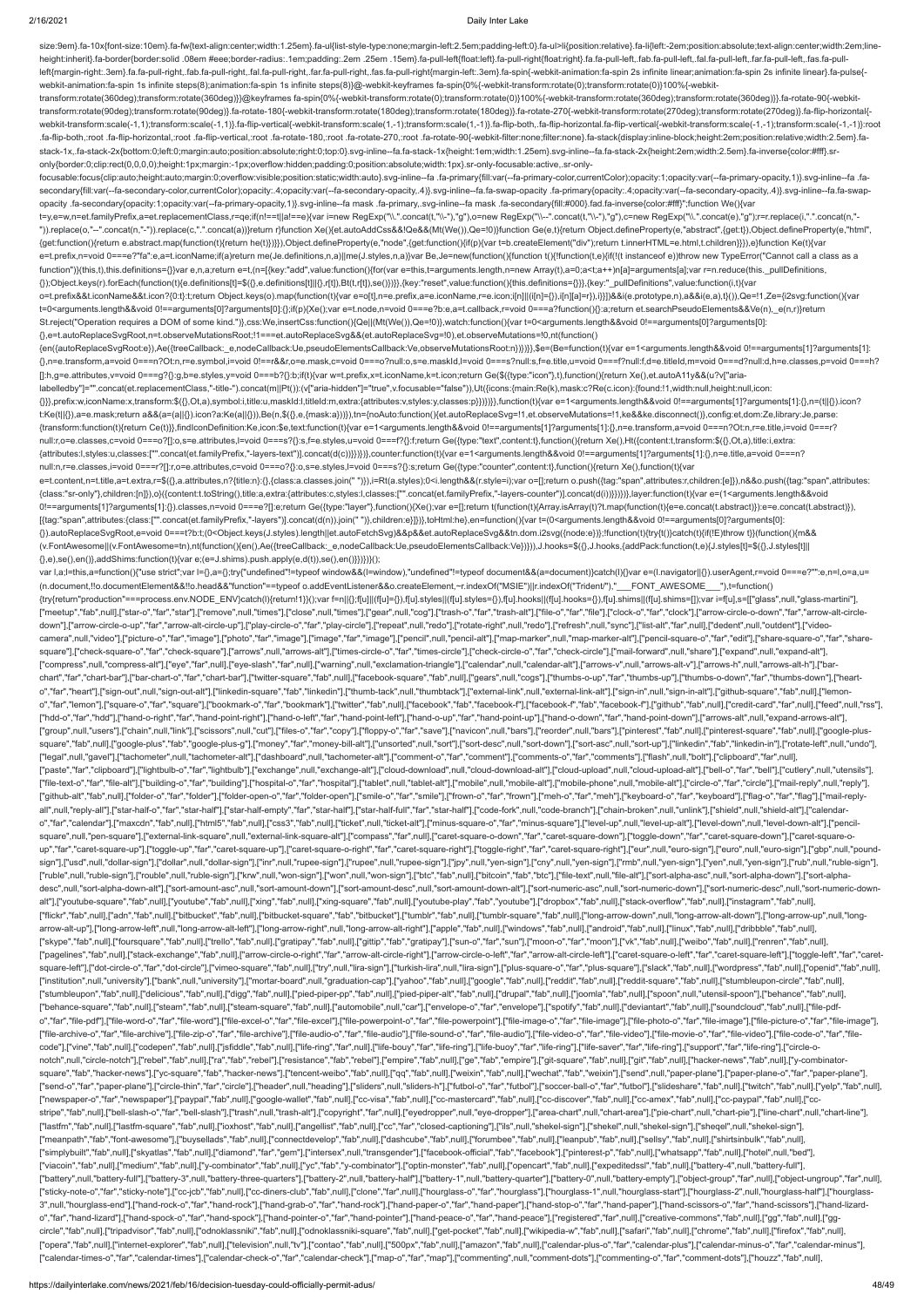```
size:9em}.fa-10x{font-size:10em}.fa-fw{text-align:center;width:1.25em}.fa-ul{list-style-type:none;margin-left:2.5em;padding-left:0}.fa-ul>li{position:relative}.fa-li{left:-2em;position:absolute;text-align:center;width:2em;line-height:inherit}.fa-border{border:solid .08em #eee;border-radius:.1em;padding:.2em .25em .15em}.fa-pull-left{float:left}.fa-pull-right{float:right}.fa.fa-pull-left,.fab.fa-pull-left,.fal.fa-pull-left,.far.fa-pull-left,.fas.fa-pull-left{margin-right:.3em}.fa.fa-pull-right,.fab.fa-pull-right,.fal.fa-pull-right,.far.fa-pull-right,.fas.fa-pull-right{margin-left:.3em}.fa-spin{-webkit-animation:fa-spin 2s infinite linear;animation:fa-spin 2s infinite linear}.fa-pulse{-webkit-animation:fa-spin 1s infinite steps(8);animation:fa-spin 1s infinite steps(8)}@-webkit-keyframes fa-spin{0%{-webkit-transform:rotate(0);transform:rotate(0)}100%{-webkit-transform:rotate(360deg);transform:rotate(360deg)}}@keyframes fa-spin{0%{-webkit-transform:rotate(0);transform:rotate(0)}100%{-webkit-transform:rotate(360deg);transform:rotate(360deg)}}.fa-rotate-90{-webkit-transform:rotate(90deg);transform:rotate(90deg)}.fa-rotate-180{-webkit-transform:rotate(180deg);transform:rotate(180deg)}.fa-rotate-270{-webkit-transform:rotate(270deg);transform:rotate(270deg)}.fa-flip-horizontal{-webkit-transform:scale(-1,1);transform:scale(-1,1)}.fa-flip-vertical{-webkit-transform:scale(1,-1);transform:scale(1,-1)}.fa-flip-both,.fa-flip-horizontal.fa-flip-vertical{-webkit-transform:scale(-1,-1);transform:scale(-1,-1)}:root .fa-flip-both,:root .fa-flip-horizontal,:root .fa-flip-vertical,:root .fa-rotate-180,:root .fa-rotate-270,:root .fa-rotate-90{-webkit-filter:none;filter:none}.fa-stack{display:inline-block;height:2em;position:relative;width:2.5em}.fa-stack-1x,.fa-stack-2x{bottom:0;left:0;margin:auto;position:absolute;right:0;top:0}.svg-inline--fa.fa-stack-1x{height:1em;width:1.25em}.svg-inline--fa.fa-stack-2x{height:2em;width:2.5em}.fa-inverse{color:#fff}.sr-only{border:0;clip:rect(0,0,0,0);height:1px;margin:-1px;overflow:hidden;padding:0;position:absolute;width:1px}.sr-only-focusable:active,.sr-only-focusable:focus{clip:auto;height:auto;margin:0;overflow:visible;position:static;width:auto}.svg-inline--fa .fa-primary{fill:var(--fa-primary-color,currentColor);opacity:1;opacity:var(--fa-primary-opacity,1)}.svg-inline--fa .fa-secondary{fill:var(--fa-secondary-color,currentColor);opacity:.4;opacity:var(--fa-secondary-opacity,.4)}.svg-inline--fa.fa-swap-opacity .fa-primary{opacity:.4;opacity:var(--fa-secondary-opacity,.4)}.svg-inline--fa.fa-swap-opacity .fa-secondary{opacity:1;opacity:var(--fa-primary-opacity,1)}.svg-inline--fa mask .fa-primary,.svg-inline--fa mask .fa-secondary{fill:#000}.fad.fa-inverse{color:#fff}";function We(){var t=y,e=w,n=et.familyPrefix,a=et.replacementClass,r=qe;if(n!==t||a!==e){var i=new RegExp("\\.".concat(t,"\\-"),"g"),o=new RegExp("\\--".concat(t,"\\-"),"g"),c=new RegExp("\\.".concat(e),"g");r=r.replace(i,".".concat(n,"-")).replace(o,"--".concat(n,"-")).replace(c,".".concat(a))}return r}function Xe(){et.autoAddCss&&!Qe&&(Mt(We()),Qe=!0)}function Ge(e,t){return Object.defineProperty(e,"abstract",{get:t}),Object.defineProperty(e,"html",{get:function(){return e.abstract.map(function(t){return he(t)})}}),Object.defineProperty(e,"node",{get:function(){if(p){var t=b.createElement("div");return t.innerHTML=e.html,t.children}}}),e}function Ke(t){var e=t.prefix,n=void 0===e?"fa":e,a=t.iconName;if(a)return me(Je.definitions,n,a)||me(J.styles,n,a)}var Be,Je=new(function(){function t(){!function(t,e){if(!(t instanceof e))throw new TypeError("Cannot call a class as a function")}(this,t),this.definitions={}}var e,n,a;return e=t,(n=[{key:"add",value:function(){for(var e=this,t=arguments.length,n=new Array(t),a=0;a<t;a++)n[a]=arguments[a];var r=n.reduce(this._pullDefinitions,{});Object.keys(r).forEach(function(t){e.definitions[t]=$({},e.definitions[t]||{},r[t]),Bt(t,r[t]),se()})}},{key:"reset",value:function(){this.definitions={}}},{key:"_pullDefinitions",value:function(i,t){var o=t.prefix&&t.iconName&&t.icon?{0:t}:t;return Object.keys(o).map(function(t){var e=o[t],n=e.prefix,a=e.iconName,r=e.icon;i[n]||(i[n]={}),i[n][a]=r}),i}}])&&ii(e.prototype,n),a&&ii(e,a),t}()),Qe=!1,Ze={i2svg:function(){var t=0<arguments.length&&void 0!==arguments[0]?arguments[0]:{};if(p){Xe();var e=t.node,n=void 0===e?b:e,a=t.callback,r=void 0===a?function(){}:a;return et.searchPseudoElements&&Ve(n),_e(n,r)}return St.reject("Operation requires a DOM of some kind.")},css:We,insertCss:function(){Qe||(Mt(We()),Qe=!0)},watch:function(){var t=0<arguments.length&&void 0!==arguments[0]?arguments[0]:{},e=t.autoReplaceSvgRoot,n=t.observeMutationsRoot;!1===et.autoReplaceSvg&&(et.autoReplaceSvg=!0),et.observeMutations=!0,nt(function(){en({autoReplaceSvgRoot:e}),Ae({treeCallback:_e,nodeCallback:Ue,pseudoElementsCallback:Ve,observeMutationsRoot:n})})}},$e=(Be=function(t){var e=1<arguments.length&&void 0!==arguments[1]?arguments[1]:{},n=e.transform,a=void 0===n?Ot:n,r=e.symbol,i=void 0!==r&&r,o=e.mask,c=void 0===o?null:o,s=e.maskId,l=void 0===s?null:s,f=e.title,u=void 0===f?null:f,d=e.titleId,m=void 0===d?null:d,h=e.classes,p=void 0===h?[]:h,g=e.attributes,v=void 0===g?{}:g,b=e.styles,y=void 0===b?{}:b;if(t){var w=t.prefix,x=t.iconName,k=t.icon;return Ge($({type:"icon"},t),function(){return Xe(),et.autoA11y&&(u?v["aria-labelledby"]="".concat(et.replacementClass,"-title-").concat(m||Pt()):(v["aria-hidden"]="true",v.focusable="false")),Ut({icons:{main:Re(k),mask:c?Re(c.icon):{found:!1,width:null,height:null,icon:{}}},prefix:w,iconName:x,transform:$({},Ot,a),symbol:i,title:u,maskId:l,titleId:m,extra:{attributes:v,styles:y,classes:p}})})}},function(t){var e=1<arguments.length&&void 0!==arguments[1]?arguments[1]:{},n=(t||{}).icon?t:Ke(t||{}),a=e.mask;return a&&(a=(a||{}).icon?a:Ke(a||{})),Be(n,$({},e,{mask:a}))}),tn={noAuto:function(){et.autoReplaceSvg=!1,et.observeMutations=!1,ke&&ke.disconnect()},config:et,dom:Ze,library:Je,parse:{transform:function(t){return Ce(t)}},findIconDefinition:Ke,icon:$e,text:function(t){var e=1<arguments.length&&void 0!==arguments[1]?arguments[1]:{},n=e.transform,a=void 0===n?Ot:n,r=e.title,i=void 0===r?null:r,o=e.classes,c=void 0===o?[]:o,s=e.attributes,l=void 0===s?{}:s,f=e.styles,u=void 0===f?{}:f;return Ge({type:"text",content:t},function(){return Xe(),Ht({content:t,transform:$({},Ot,a),title:i,extra:{attributes:l,styles:u,classes:["".concat(et.familyPrefix,"-layers-text")].concat(d(c))}})})},counter:function(t){var e=1<arguments.length&&void 0!==arguments[1]?arguments[1]:{},n=e.title,a=void 0===n?null:n,r=e.classes,i=void 0===r?[]:r,o=e.attributes,c=void 0===o?{}:o,s=e.styles,l=void 0===s?{}:s;return Ge({type:"counter",content:t},function(){var e=t.content,n=t.title,a=t.extra,r=$({},a.attributes,n?{title:n}:{},{class:a.classes.join(" ")});i=Rt(a.styles);0<i.length&&(r.style=i);var o=[];return o.push({tag:"span",attributes:r,children:[e]}),n&&o.push({tag:"span",attributes:{class:"sr-only"},children:[n]}),o}({content:t.toString(),title:a,extra:{attributes:c,styles:l,classes:["".concat(et.familyPrefix,"-layers-counter")].concat(d(i))}})})},layer:function(t){var e=(1<arguments.length&&void 0!==arguments[1]?arguments[1]:{}).classes,n=void 0===e?[]:e;return Ge({type:"layer"},function(){Xe();var e=[];return t(function(t){Array.isArray(t)?t.map(function(t){e=e.concat(t.abstract)}):e=e.concat(t.abstract)}),[{tag:"span",attributes:{class:["".concat(et.familyPrefix,"-layers")].concat(d(n)).join(" ")},children:e}]})},toHtml:he},en=function(){var t=(0<arguments.length&&void 0!==arguments[0]?arguments[0]:{}).autoReplaceSvgRoot,e=void 0===t?b:t;(0<Object.keys(J.styles).length||et.autoFetchSvg)&&p&&et.autoReplaceSvg&&tn.dom.i2svg({node:e})};!function(t){try{t()}catch(t){if(!E)throw t}}(function(){m&&(v.FontAwesome||(v.FontAwesome=tn),nt(function(){en(),Ae({treeCallback:_e,nodeCallback:Ue,pseudoElementsCallback:Ve})})),J.hooks=$({},J.hooks,{addPack:function(t,e){J.styles[t]=$({},J.styles[t]||{},e),se(),en()},addShims:function(t){var e;(e=J.shims).push.apply(e,d(t)),se(),en()}})})}();
var l,a;l=this,a=function(){"use strict";var l={},a={};try{"undefined"!=typeof window&&(l=window),"undefined"!=typeof document&&(a=document)}catch(l){}var e=(l.navigator||{}).userAgent,r=void 0===e?"":e,n=l,o=a,u=(n.document,!!o.documentElement&&!!o.head&&"function"==typeof o.addEventListener&&o.createElement,~r.indexOf("MSIE")||r.indexOf("Trident/"),"___FONT_AWESOME___"),t=function(){try{return"production"===process.env.NODE_ENV}catch(l){return!1}}();var f=n||{};f[u]||(f[u]={}),f[u].styles||(f[u].styles={}),f[u].hooks||(f[u].hooks={}),f[u].shims||(f[u].shims=[]);var i=f[u],s=[["glass",null,"glass-martini"],["meetup","fab",null],["star-o","far","star"],["remove",null,"times"],["close",null,"times"],["gear",null,"cog"],["trash-o","far","trash-alt"],["file-o","far","file"],["clock-o","far","clock"],["arrow-circle-o-down","far","arrow-alt-circle-down"],["arrow-circle-o-up","far","arrow-alt-circle-up"],["play-circle-o","far","play-circle"],["repeat",null,"redo"],["rotate-right",null,"redo"],["refresh",null,"sync"],["list-alt","far",null],["dedent",null,"outdent"],["video-camera",null,"video"],["picture-o","far","image"],["photo","far","image"],["image","far","image"],["pencil",null,"pencil-alt"],["map-marker",null,"map-marker-alt"],["pencil-square-o","far","edit"],["share-square-o","far","share-square"],["check-square-o","far","check-square"],["arrows",null,"arrows-alt"],["times-circle-o","far","times-circle"],["check-circle-o","far","check-circle"],["mail-forward",null,"share"],["expand",null,"expand-alt"],["compress",null,"compress-alt"],["eye","far",null],["eye-slash","far",null],["warning",null,"exclamation-triangle"],["calendar",null,"calendar-alt"],["arrows-v",null,"arrows-alt-v"],["arrows-h",null,"arrows-alt-h"],["bar-chart","far","chart-bar"],["bar-chart-o","far","chart-bar"],["twitter-square","fab",null],["facebook-square","fab",null],["gears",null,"cogs"],["thumbs-o-up","far","thumbs-up"],["thumbs-o-down","far","thumbs-down"],["heart-o","far","heart"],["sign-out",null,"sign-out-alt"],["linkedin-square","fab","linkedin"],["thumb-tack",null,"thumbtack"],["external-link",null,"external-link-alt"],["sign-in",null,"sign-in-alt"],["github-square","fab",null],["lemon-o","far","lemon"],["square-o","far","square"],["bookmark-o","far","bookmark"],["twitter","fab",null],["facebook","fab","facebook-f"],["facebook-f","fab","facebook-f"],["github","fab",null],["credit-card","far",null],["feed",null,"rss"],["hdd-o","far","hdd"],["hand-o-right","far","hand-point-right"],["hand-o-left","far","hand-point-left"],["hand-o-up","far","hand-point-up"],["hand-o-down","far","hand-point-down"],["arrows-alt",null,"expand-arrows-alt"],["group",null,"users"],["chain",null,"link"],["scissors",null,"cut"],["files-o","far","copy"],["floppy-o","far","save"],["navicon",null,"bars"],["reorder",null,"bars"],["pinterest","fab",null],["pinterest-square","fab",null],["google-plus-square","fab",null],["google-plus","fab","google-plus-g"],["money","far","money-bill-alt"],["unsorted",null,"sort"],["sort-desc",null,"sort-down"],["sort-asc",null,"sort-up"],["linkedin","fab","linkedin-in"],["rotate-left",null,"undo"],["legal",null,"gavel"],["tachometer",null,"tachometer-alt"],["dashboard",null,"tachometer-alt"],["comment-o","far","comment"],["comments-o","far","comments"],["flash",null,"bolt"],["clipboard","far",null],["paste","far","clipboard"],["lightbulb-o","far","lightbulb"],["exchange",null,"exchange-alt"],["cloud-download",null,"cloud-download-alt"],["cloud-upload",null,"cloud-upload-alt"],["bell-o","far","bell"],["cutlery",null,"utensils"],["file-text-o","far","file-alt"],["building-o","far","building"],["hospital-o","far","hospital"],["tablet",null,"tablet-alt"],["mobile",null,"mobile-alt"],["mobile-phone",null,"mobile-alt"],["circle-o","far","circle"],["mail-reply",null,"reply"],["github-alt","fab",null],["folder-o","far","folder"],["folder-open-o","far","folder-open"],["smile-o","far","smile"],["frown-o","far","frown"],["meh-o","far","meh"],["keyboard-o","far","keyboard"],["flag-o","far","flag"],["mail-reply-all",null,"reply-all"],["star-half-o","far","star-half"],["star-half-empty","far","star-half"],["star-half-full","far","star-half"],["code-fork",null,"code-branch"],["chain-broken",null,"unlink"],["shield",null,"shield-alt"],["calendar-o","far","calendar"],["maxcdn","fab",null],["html5","fab",null],["css3","fab",null],["ticket",null,"ticket-alt"],["minus-square-o","far","minus-square"],["level-up",null,"level-up-alt"],["level-down",null,"level-down-alt"],["pencil-square",null,"pen-square"],["external-link-square",null,"external-link-square-alt"],["compass","far",null],["caret-square-o-down","far","caret-square-down"],["toggle-down","far","caret-square-down"],["caret-square-o-up","far","caret-square-up"],["toggle-up","far","caret-square-up"],["caret-square-o-right","far","caret-square-right"],["toggle-right","far","caret-square-right"],["eur",null,"euro-sign"],["euro",null,"euro-sign"],["gbp",null,"pound-sign"],["usd",null,"dollar-sign"],["dollar",null,"dollar-sign"],["inr",null,"rupee-sign"],["rupee",null,"rupee-sign"],["jpy",null,"yen-sign"],["cny",null,"yen-sign"],["rmb",null,"yen-sign"],["yen",null,"yen-sign"],["rub",null,"ruble-sign"],["ruble",null,"ruble-sign"],["rouble",null,"ruble-sign"],["krw",null,"won-sign"],["won",null,"won-sign"],["btc","fab",null],["bitcoin","fab","btc"],["file-text",null,"file-alt"],["sort-alpha-asc",null,"sort-alpha-down"],["sort-alpha-desc",null,"sort-alpha-down-alt"],["sort-amount-asc",null,"sort-amount-down"],["sort-amount-desc",null,"sort-amount-down-alt"],["sort-numeric-asc",null,"sort-numeric-down"],["sort-numeric-desc",null,"sort-numeric-down-alt"],["youtube-square","fab",null],["youtube","fab",null],["xing","fab",null],["xing-square","fab",null],["youtube-play","fab","youtube"],["dropbox","fab",null],["stack-overflow","fab",null],["instagram","fab",null],["flickr","fab",null],["adn","fab",null],["bitbucket","fab",null],["bitbucket-square","fab","bitbucket"],["tumblr","fab",null],["tumblr-square","fab",null],["long-arrow-down",null,"long-arrow-alt-down"],["long-arrow-up",null,"long-arrow-alt-up"],["long-arrow-left",null,"long-arrow-alt-left"],["long-arrow-right",null,"long-arrow-alt-right"],["apple","fab",null],["windows","fab",null],["android","fab",null],["linux","fab",null],["dribbble","fab",null],["skype","fab",null],["foursquare","fab",null],["trello","fab",null],["gratipay","fab",null],["gittip","fab","gratipay"],["sun-o","far","sun"],["moon-o","far","moon"],["vk","fab",null],["weibo","fab",null],["renren","fab",null],["pagelines","fab",null],["stack-exchange","fab",null],["arrow-circle-o-right","far","arrow-alt-circle-right"],["arrow-circle-o-left","far","arrow-alt-circle-left"],["caret-square-o-left","far","caret-square-left"],["toggle-left","far","caret-square-left"],["dot-circle-o","far","dot-circle"],["vimeo-square","fab",null],["try",null,"lira-sign"],["turkish-lira",null,"lira-sign"],["plus-square-o","far","plus-square"],["slack","fab",null],["wordpress","fab",null],["openid","fab",null],["institution",null,"university"],["bank",null,"university"],["mortar-board",null,"graduation-cap"],["yahoo","fab",null],["google","fab",null],["reddit","fab",null],["reddit-square","fab",null],["stumbleupon-circle","fab",null],["stumbleupon","fab",null],["delicious","fab",null],["digg","fab",null],["pied-piper-pp","fab",null],["pied-piper-alt","fab",null],["drupal","fab",null],["joomla","fab",null],["spoon",null,"utensil-spoon"],["behance","fab",null],["behance-square","fab",null],["steam","fab",null],["steam-square","fab",null],["automobile",null,"car"],["envelope-o","far","envelope"],["spotify","fab",null],["deviantart","fab",null],["soundcloud","fab",null],["file-pdf-o","far","file-pdf"],["file-word-o","far","file-word"],["file-excel-o","far","file-excel"],["file-powerpoint-o","far","file-powerpoint"],["file-image-o","far","file-image"],["file-photo-o","far","file-image"],["file-picture-o","far","file-image"],["file-archive-o","far","file-archive"],["file-zip-o","far","file-archive"],["file-audio-o","far","file-audio"],["file-sound-o","far","file-audio"],["file-video-o","far","file-video"],["file-movie-o","far","file-video"],["file-code-o","far","file-code"],["vine","fab",null],["codepen","fab",null],["jsfiddle","fab",null],["life-ring","far",null],["life-bouy","far","life-ring"],["life-buoy","far","life-ring"],["life-saver","far","life-ring"],["support","far","life-ring"],["circle-o-notch",null,"circle-notch"],["rebel","fab",null],["ra","fab","rebel"],["resistance","fab","rebel"],["empire","fab",null],["ge","fab","empire"],["git-square","fab",null],["git","fab",null],["hacker-news","fab",null],["y-combinator-square","fab","hacker-news"],["yc-square","fab","hacker-news"],["tencent-weibo","fab",null],["qq","fab",null],["weixin","fab",null],["wechat","fab","weixin"],["send",null,"paper-plane"],["paper-plane-o","far","paper-plane"],["send-o","far","paper-plane"],["circle-thin","far","circle"],["header",null,"heading"],["sliders",null,"sliders-h"],["futbol-o","far","futbol"],["soccer-ball-o","far","futbol"],["slideshare","fab",null],["twitch","fab",null],["yelp","fab",null],["newspaper-o","far","newspaper"],["paypal","fab",null],["google-wallet","fab",null],["cc-visa","fab",null],["cc-mastercard","fab",null],["cc-discover","fab",null],["cc-amex","fab",null],["cc-paypal","fab",null],["cc-stripe","fab",null],["bell-slash-o","far","bell-slash"],["trash",null,"trash-alt"],["copyright","far",null],["eyedropper",null,"eye-dropper"],["area-chart",null,"chart-area"],["pie-chart",null,"chart-pie"],["line-chart",null,"chart-line"],["lastfm","fab",null],["lastfm-square","fab",null],["ioxhost","fab",null],["angellist","fab",null],["cc","far","closed-captioning"],["ils",null,"shekel-sign"],["shekel",null,"shekel-sign"],["sheqel",null,"shekel-sign"],["meanpath","fab","font-awesome"],["buysellads","fab",null],["connectdevelop","fab",null],["dashcube","fab",null],["forumbee","fab",null],["leanpub","fab",null],["sellsy","fab",null],["shirtsinbulk","fab",null],["simplybuilt","fab",null],["skyatlas","fab",null],["diamond","far","gem"],["intersex",null,"transgender"],["facebook-official","fab","facebook"],["pinterest-p","fab",null],["whatsapp","fab",null],["hotel",null,"bed"],["viacoin","fab",null],["medium","fab",null],["y-combinator","fab",null],["yc","fab","y-combinator"],["optin-monster","fab",null],["opencart","fab",null],["expeditedssl","fab",null],["battery-4",null,"battery-full"],["battery",null,"battery-full"],["battery-3",null,"battery-three-quarters"],["battery-2",null,"battery-half"],["battery-1",null,"battery-quarter"],["battery-0",null,"battery-empty"],["object-group","far",null],["object-ungroup","far",null],["sticky-note-o","far","sticky-note"],["cc-jcb","fab",null],["cc-diners-club","fab",null],["clone","far",null],["hourglass-o","far","hourglass"],["hourglass-1",null,"hourglass-start"],["hourglass-2",null,"hourglass-half"],["hourglass-3",null,"hourglass-end"],["hand-rock-o","far","hand-rock"],["hand-grab-o","far","hand-rock"],["hand-paper-o","far","hand-paper"],["hand-stop-o","far","hand-paper"],["hand-scissors-o","far","hand-scissors"],["hand-lizard-o","far","hand-lizard"],["hand-spock-o","far","hand-spock"],["hand-pointer-o","far","hand-pointer"],["hand-peace-o","far","hand-peace"],["registered","far",null],["creative-commons","fab",null],["gg","fab",null],["gg-circle","fab",null],["tripadvisor","fab",null],["odnoklassniki","fab",null],["odnoklassniki-square","fab",null],["get-pocket","fab",null],["wikipedia-w","fab",null],["safari","fab",null],["chrome","fab",null],["firefox","fab",null],["opera","fab",null],["internet-explorer","fab",null],["television",null,"tv"],["contao","fab",null],["500px","fab",null],["amazon","fab",null],["calendar-plus-o","far","calendar-plus"],["calendar-minus-o","far","calendar-minus"],["calendar-times-o","far","calendar-times"],["calendar-check-o","far","calendar-check"],["map-o","far","map"],["commenting",null,"comment-dots"],["commenting-o","far","comment-dots"],["houzz","fab",null],
```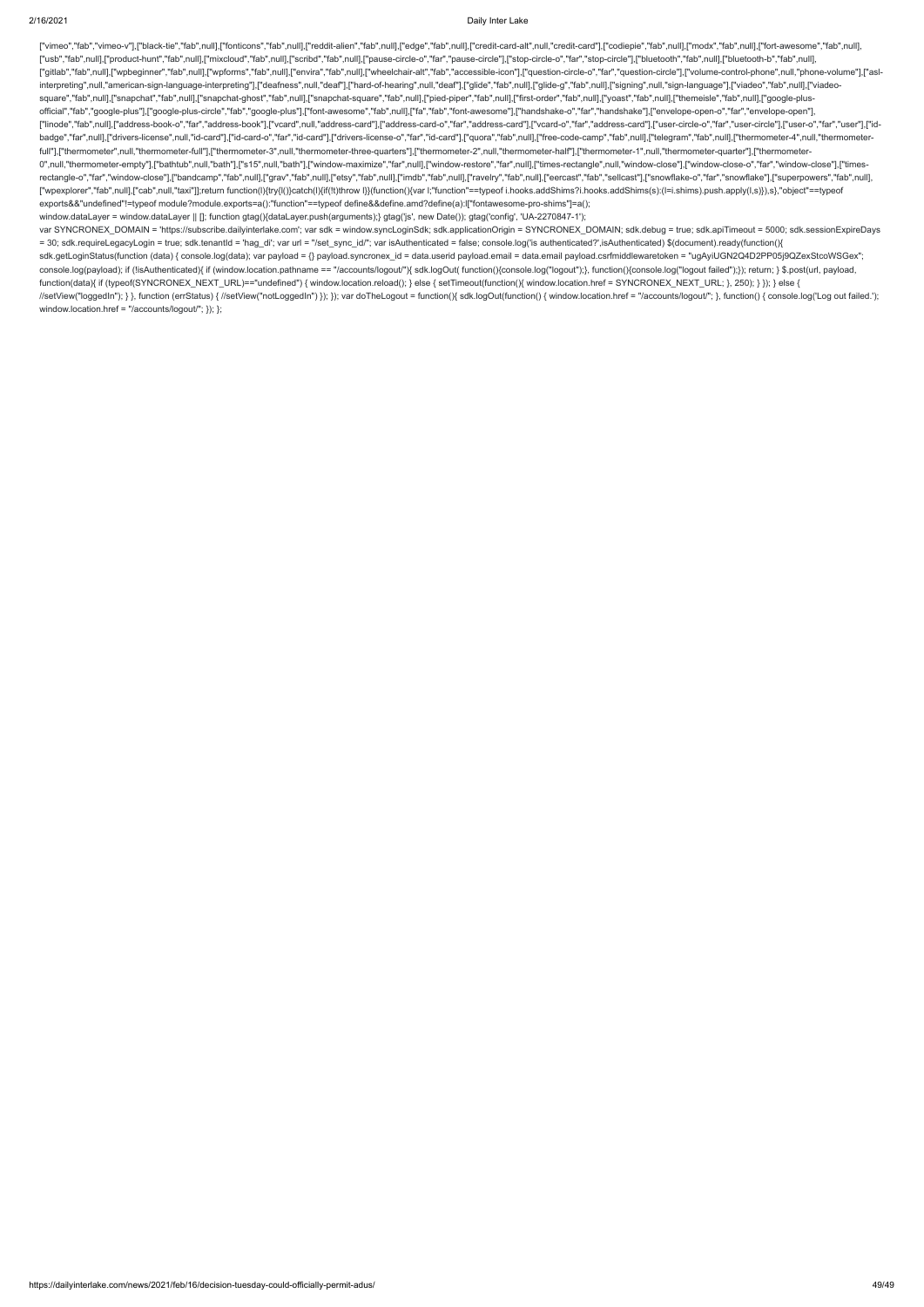["vimeo","fab","vimeo-v"],["black-tie","fab",null],["fonticons","fab",null],["reddit-alien","fab",null],["edge","fab",null],["credit-card-alt",null,"credit-card"],["codiepie","fab",null],["modx","fab",null],["fort-awesome","fab",null],["usb","fab",null],["product-hunt","fab",null],["mixcloud","fab",null],["scribd","fab",null],["pause-circle-o","far","pause-circle"],["stop-circle-o","far","stop-circle"],["bluetooth","fab",null],["bluetooth-b","fab",null],["gitlab","fab",null],["wpbeginner","fab",null],["wpforms","fab",null],["envira","fab",null],["wheelchair-alt","fab","accessible-icon"],["question-circle-o","far","question-circle"],["volume-control-phone",null,"phone-volume"],["asl-interpreting",null,"american-sign-language-interpreting"],["deafness",null,"deaf"],["hard-of-hearing",null,"deaf"],["glide","fab",null],["glide-g","fab",null],["signing",null,"sign-language"],["viadeo","fab",null],["viadeo-square","fab",null],["snapchat","fab",null],["snapchat-ghost","fab",null],["snapchat-square","fab",null],["pied-piper","fab",null],["first-order","fab",null],["yoast","fab",null],["themeisle","fab",null],["google-plus-official","fab","google-plus"],["google-plus-circle","fab","google-plus"],["font-awesome","fab",null],["fa","fab","font-awesome"],["handshake-o","far","handshake"],["envelope-open-o","far","envelope-open"],["linode","fab",null],["address-book-o","far","address-book"],["vcard",null,"address-card"],["address-card-o","far","address-card"],["vcard-o","far","address-card"],["user-circle-o","far","user-circle"],["user-o","far","user"],["id-badge","far",null],["drivers-license",null,"id-card"],["id-card-o","far","id-card"],["drivers-license-o","far","id-card"],["quora","fab",null],["free-code-camp","fab",null],["telegram","fab",null],["thermometer-4",null,"thermometer-full"],["thermometer",null,"thermometer-full"],["thermometer-3",null,"thermometer-three-quarters"],["thermometer-2",null,"thermometer-half"],["thermometer-1",null,"thermometer-quarter"],["thermometer-0",null,"thermometer-empty"],["bathtub",null,"bath"],["s15",null,"bath"],["window-maximize","far",null],["window-restore","far",null],["times-rectangle",null,"window-close"],["window-close-o","far","window-close"],["times-rectangle-o","far","window-close"],["bandcamp","fab",null],["grav","fab",null],["etsy","fab",null],["imdb","fab",null],["ravelry","fab",null],["eercast","fab","sellcast"],["snowflake-o","far","snowflake"],["superpowers","fab",null],["wpexplorer","fab",null],["cab",null,"taxi"]];return function(l){try{l()}catch(l){if(!t)throw l}}(function(){var l;"function"==typeof i.hooks.addShims?i.hooks.addShims(s):(l=i.shims).push.apply(l,s)}),s},"object"==typeof exports&&"undefined"!=typeof module?module.exports=a():"function"==typeof define&&define.amd?define(a):l["fontawesome-pro-shims"]=a();

window.dataLayer = window.dataLayer || []; function gtag(){dataLayer.push(arguments);} gtag('js', new Date()); gtag('config', 'UA-2270847-1');

var SYNCRONEX_DOMAIN = 'https://subscribe.dailyinterlake.com'; var sdk = window.syncLoginSdk; sdk.applicationOrigin = SYNCRONEX_DOMAIN; sdk.debug = true; sdk.apiTimeout = 5000; sdk.sessionExpireDays = 30; sdk.requireLegacyLogin = true; sdk.tenantId = 'hag_di'; var url = "/set_sync_id/"; var isAuthenticated = false; console.log('is authenticated?',isAuthenticated) $(document).ready(function(){ sdk.getLoginStatus(function (data) { console.log(data); var payload = {} payload.syncronex_id = data.userid payload.email = data.email payload.csrfmiddlewaretoken = "ugAyiUGN2Q4D2PP05j9QZexStcoWSGex"; console.log(payload); if (!isAuthenticated){ if (window.location.pathname == "/accounts/logout/"){ sdk.logOut( function(){console.log("logout");}, function(){console.log("logout failed");}); return; } $.post(url, payload, function(data){ if (typeof(SYNCRONEX_NEXT_URL)=="undefined") { window.location.reload(); } else { setTimeout(function(){ window.location.href = SYNCRONEX_NEXT_URL; }, 250); } }); } else { //setView("loggedIn"); } }, function (errStatus) { //setView("notLoggedIn") }); }); var doTheLogout = function(){ sdk.logOut(function() { window.location.href = "/accounts/logout/"; }, function() { console.log('Log out failed.'); window.location.href = "/accounts/logout/"; }); };